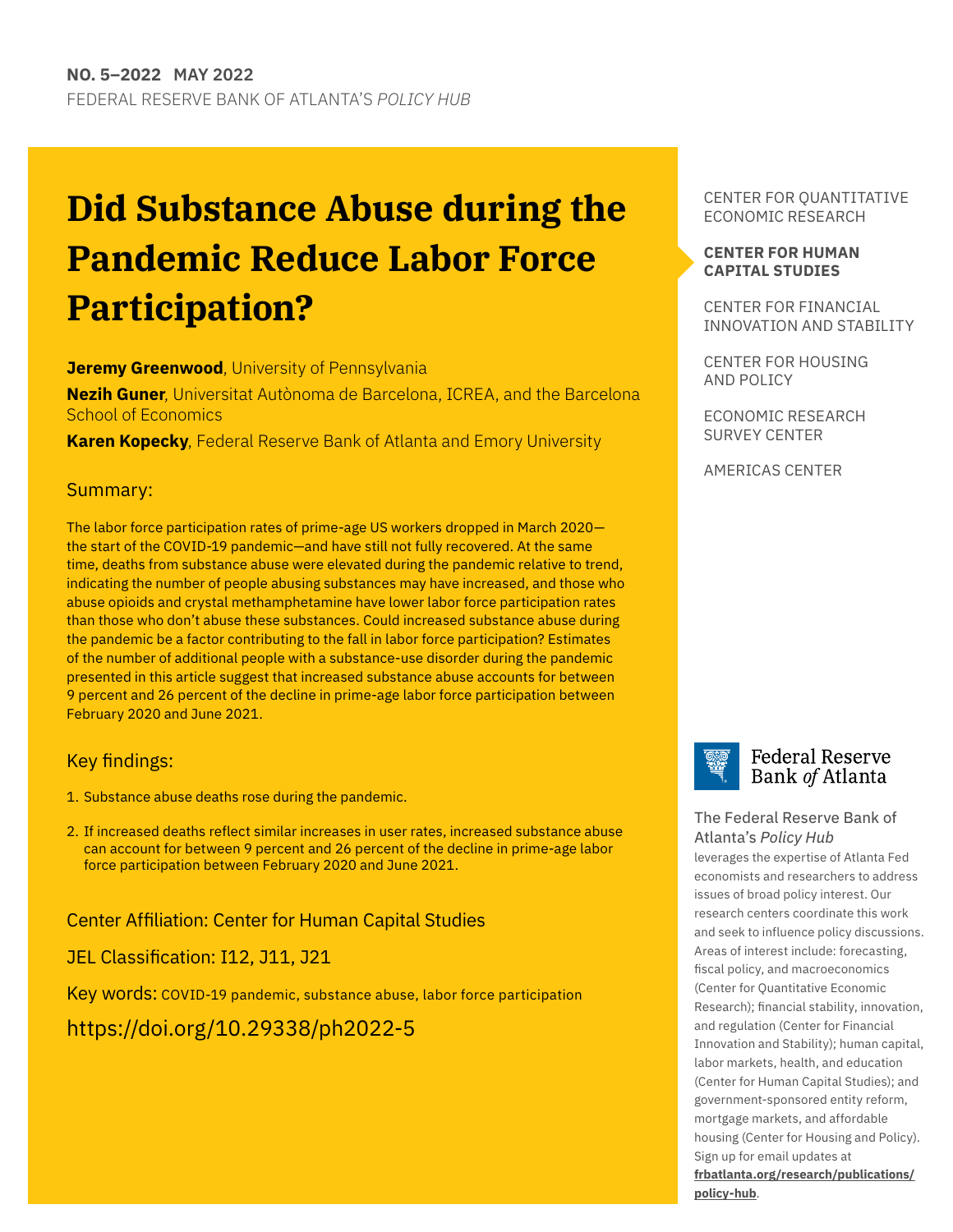**NO. 5–2022 MAY 2022**
FEDERAL RESERVE BANK OF ATLANTA'S *POLICY HUB*

# Did Substance Abuse during the Pandemic Reduce Labor Force Participation?

**Jeremy Greenwood**, University of Pennsylvania

**Nezih Guner**, Universitat Autònoma de Barcelona, ICREA, and the Barcelona School of Economics

**Karen Kopecky**, Federal Reserve Bank of Atlanta and Emory University

## Summary:

The labor force participation rates of prime-age US workers dropped in March 2020—the start of the COVID-19 pandemic—and have still not fully recovered. At the same time, deaths from substance abuse were elevated during the pandemic relative to trend, indicating the number of people abusing substances may have increased, and those who abuse opioids and crystal methamphetamine have lower labor force participation rates than those who don't abuse these substances. Could increased substance abuse during the pandemic be a factor contributing to the fall in labor force participation? Estimates of the number of additional people with a substance-use disorder during the pandemic presented in this article suggest that increased substance abuse accounts for between 9 percent and 26 percent of the decline in prime-age labor force participation between February 2020 and June 2021.

## Key findings:

1. Substance abuse deaths rose during the pandemic.
2. If increased deaths reflect similar increases in user rates, increased substance abuse can account for between 9 percent and 26 percent of the decline in prime-age labor force participation between February 2020 and June 2021.

Center Affiliation: Center for Human Capital Studies

JEL Classification: I12, J11, J21

Key words: COVID-19 pandemic, substance abuse, labor force participation

https://doi.org/10.29338/ph2022-5

CENTER FOR QUANTITATIVE ECONOMIC RESEARCH

**CENTER FOR HUMAN CAPITAL STUDIES**

CENTER FOR FINANCIAL INNOVATION AND STABILITY

CENTER FOR HOUSING AND POLICY

ECONOMIC RESEARCH SURVEY CENTER

AMERICAS CENTER

Federal Reserve Bank *of* Atlanta

The Federal Reserve Bank of Atlanta's *Policy Hub* leverages the expertise of Atlanta Fed economists and researchers to address issues of broad policy interest. Our research centers coordinate this work and seek to influence policy discussions. Areas of interest include: forecasting, fiscal policy, and macroeconomics (Center for Quantitative Economic Research); financial stability, innovation, and regulation (Center for Financial Innovation and Stability); human capital, labor markets, health, and education (Center for Human Capital Studies); and government-sponsored entity reform, mortgage markets, and affordable housing (Center for Housing and Policy). Sign up for email updates at **frbatlanta.org/research/publications/policy-hub**.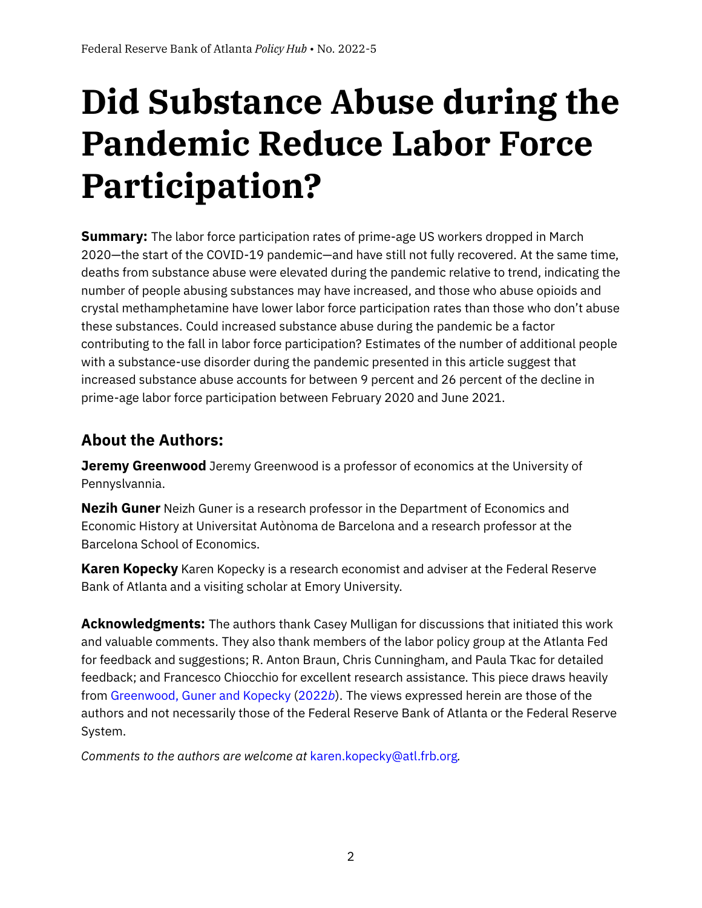# Did Substance Abuse during the Pandemic Reduce Labor Force Participation?

**Summary:** The labor force participation rates of prime-age US workers dropped in March 2020—the start of the COVID-19 pandemic—and have still not fully recovered. At the same time, deaths from substance abuse were elevated during the pandemic relative to trend, indicating the number of people abusing substances may have increased, and those who abuse opioids and crystal methamphetamine have lower labor force participation rates than those who don't abuse these substances. Could increased substance abuse during the pandemic be a factor contributing to the fall in labor force participation? Estimates of the number of additional people with a substance-use disorder during the pandemic presented in this article suggest that increased substance abuse accounts for between 9 percent and 26 percent of the decline in prime-age labor force participation between February 2020 and June 2021.

## About the Authors:

**Jeremy Greenwood** Jeremy Greenwood is a professor of economics at the University of Pennyslvannia.

**Nezih Guner** Neizh Guner is a research professor in the Department of Economics and Economic History at Universitat Autònoma de Barcelona and a research professor at the Barcelona School of Economics.

**Karen Kopecky** Karen Kopecky is a research economist and adviser at the Federal Reserve Bank of Atlanta and a visiting scholar at Emory University.

**Acknowledgments:** The authors thank Casey Mulligan for discussions that initiated this work and valuable comments. They also thank members of the labor policy group at the Atlanta Fed for feedback and suggestions; R. Anton Braun, Chris Cunningham, and Paula Tkac for detailed feedback; and Francesco Chiocchio for excellent research assistance. This piece draws heavily from Greenwood, Guner and Kopecky (2022*b*). The views expressed herein are those of the authors and not necessarily those of the Federal Reserve Bank of Atlanta or the Federal Reserve System.

*Comments to the authors are welcome at* karen.kopecky@atl.frb.org.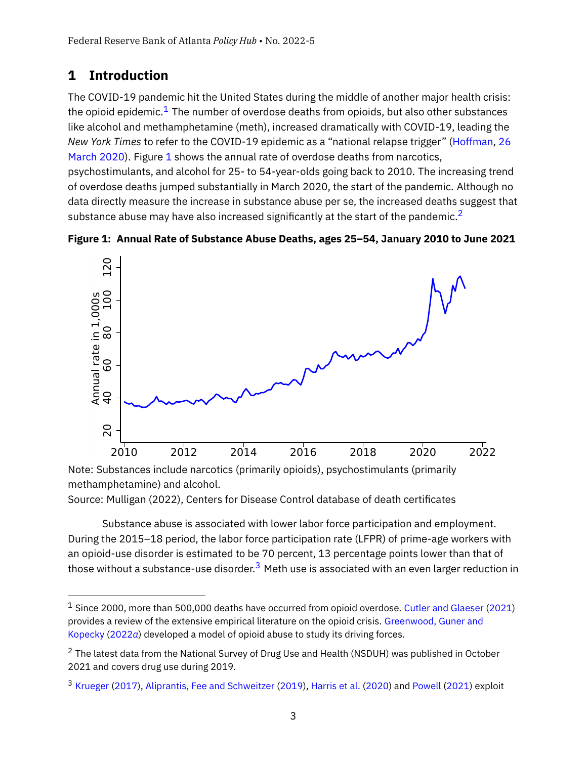# 1 Introduction

The COVID-19 pandemic hit the United States during the middle of another major health crisis: the opioid epidemic.[1] The number of overdose deaths from opioids, but also other substances like alcohol and methamphetamine (meth), increased dramatically with COVID-19, leading the *New York Times* to refer to the COVID-19 epidemic as a "national relapse trigger" (Hoffman, 26 March 2020). Figure 1 shows the annual rate of overdose deaths from narcotics, psychostimulants, and alcohol for 25- to 54-year-olds going back to 2010. The increasing trend of overdose deaths jumped substantially in March 2020, the start of the pandemic. Although no data directly measure the increase in substance abuse per se, the increased deaths suggest that substance abuse may have also increased significantly at the start of the pandemic.[2]

**Figure 1: Annual Rate of Substance Abuse Deaths, ages 25–54, January 2010 to June 2021**

Note: Substances include narcotics (primarily opioids), psychostimulants (primarily methamphetamine) and alcohol.
Source: Mulligan (2022), Centers for Disease Control database of death certificates

Substance abuse is associated with lower labor force participation and employment. During the 2015–18 period, the labor force participation rate (LFPR) of prime-age workers with an opioid-use disorder is estimated to be 70 percent, 13 percentage points lower than that of those without a substance-use disorder.[3] Meth use is associated with an even larger reduction in

---

[1] Since 2000, more than 500,000 deaths have occurred from opioid overdose. Cutler and Glaeser (2021) provides a review of the extensive empirical literature on the opioid crisis. Greenwood, Guner and Kopecky (2022*a*) developed a model of opioid abuse to study its driving forces.

[2] The latest data from the National Survey of Drug Use and Health (NSDUH) was published in October 2021 and covers drug use during 2019.

[3] Krueger (2017), Aliprantis, Fee and Schweitzer (2019), Harris et al. (2020) and Powell (2021) exploit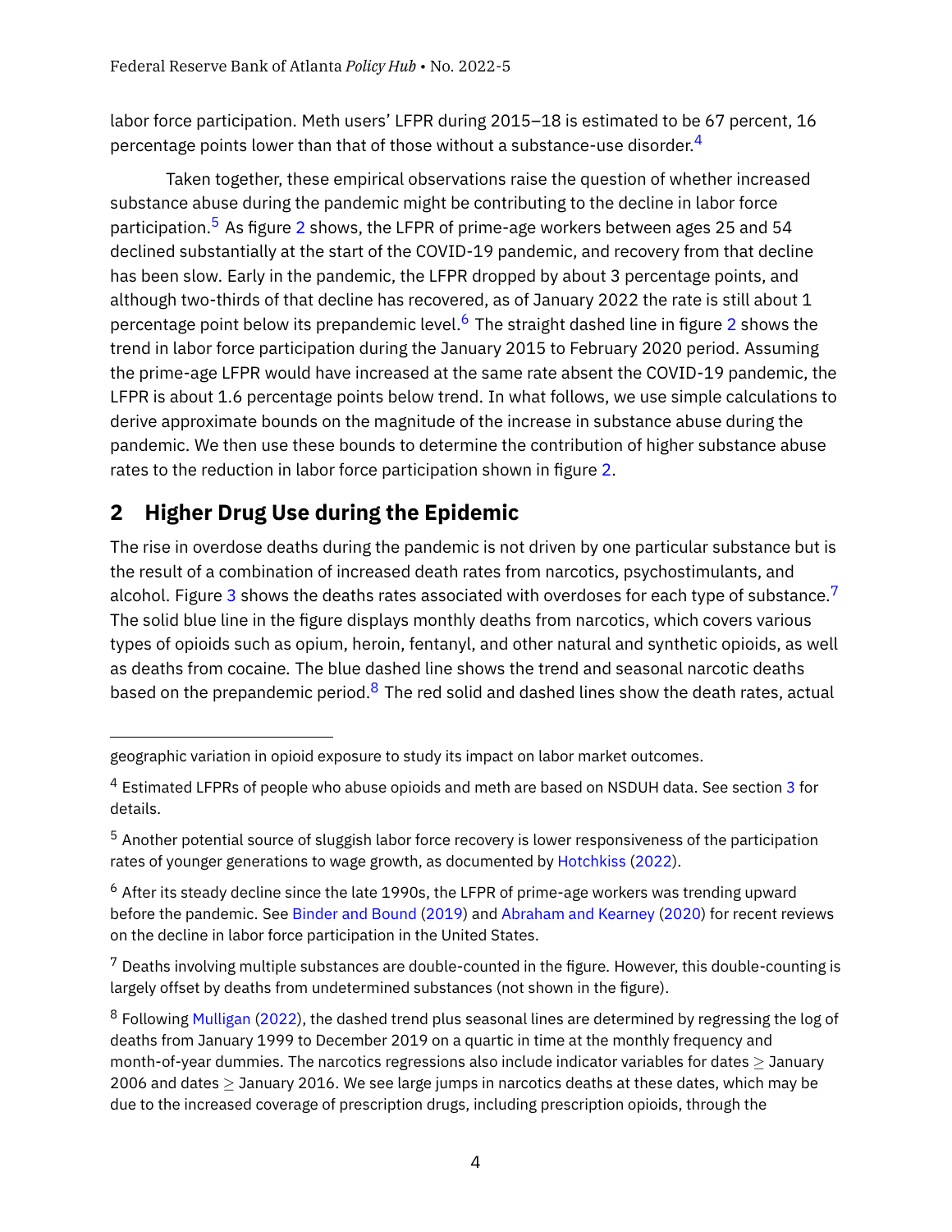labor force participation. Meth users' LFPR during 2015–18 is estimated to be 67 percent, 16 percentage points lower than that of those without a substance-use disorder.[4]

Taken together, these empirical observations raise the question of whether increased substance abuse during the pandemic might be contributing to the decline in labor force participation.[5] As figure 2 shows, the LFPR of prime-age workers between ages 25 and 54 declined substantially at the start of the COVID-19 pandemic, and recovery from that decline has been slow. Early in the pandemic, the LFPR dropped by about 3 percentage points, and although two-thirds of that decline has recovered, as of January 2022 the rate is still about 1 percentage point below its prepandemic level.[6] The straight dashed line in figure 2 shows the trend in labor force participation during the January 2015 to February 2020 period. Assuming the prime-age LFPR would have increased at the same rate absent the COVID-19 pandemic, the LFPR is about 1.6 percentage points below trend. In what follows, we use simple calculations to derive approximate bounds on the magnitude of the increase in substance abuse during the pandemic. We then use these bounds to determine the contribution of higher substance abuse rates to the reduction in labor force participation shown in figure 2.

## 2 Higher Drug Use during the Epidemic

The rise in overdose deaths during the pandemic is not driven by one particular substance but is the result of a combination of increased death rates from narcotics, psychostimulants, and alcohol. Figure 3 shows the deaths rates associated with overdoses for each type of substance.[7] The solid blue line in the figure displays monthly deaths from narcotics, which covers various types of opioids such as opium, heroin, fentanyl, and other natural and synthetic opioids, as well as deaths from cocaine. The blue dashed line shows the trend and seasonal narcotic deaths based on the prepandemic period.[8] The red solid and dashed lines show the death rates, actual

---

geographic variation in opioid exposure to study its impact on labor market outcomes.

[4] Estimated LFPRs of people who abuse opioids and meth are based on NSDUH data. See section 3 for details.

[5] Another potential source of sluggish labor force recovery is lower responsiveness of the participation rates of younger generations to wage growth, as documented by Hotchkiss (2022).

[6] After its steady decline since the late 1990s, the LFPR of prime-age workers was trending upward before the pandemic. See Binder and Bound (2019) and Abraham and Kearney (2020) for recent reviews on the decline in labor force participation in the United States.

[7] Deaths involving multiple substances are double-counted in the figure. However, this double-counting is largely offset by deaths from undetermined substances (not shown in the figure).

[8] Following Mulligan (2022), the dashed trend plus seasonal lines are determined by regressing the log of deaths from January 1999 to December 2019 on a quartic in time at the monthly frequency and month-of-year dummies. The narcotics regressions also include indicator variables for dates $\geq$ January 2006 and dates $\geq$ January 2016. We see large jumps in narcotics deaths at these dates, which may be due to the increased coverage of prescription drugs, including prescription opioids, through the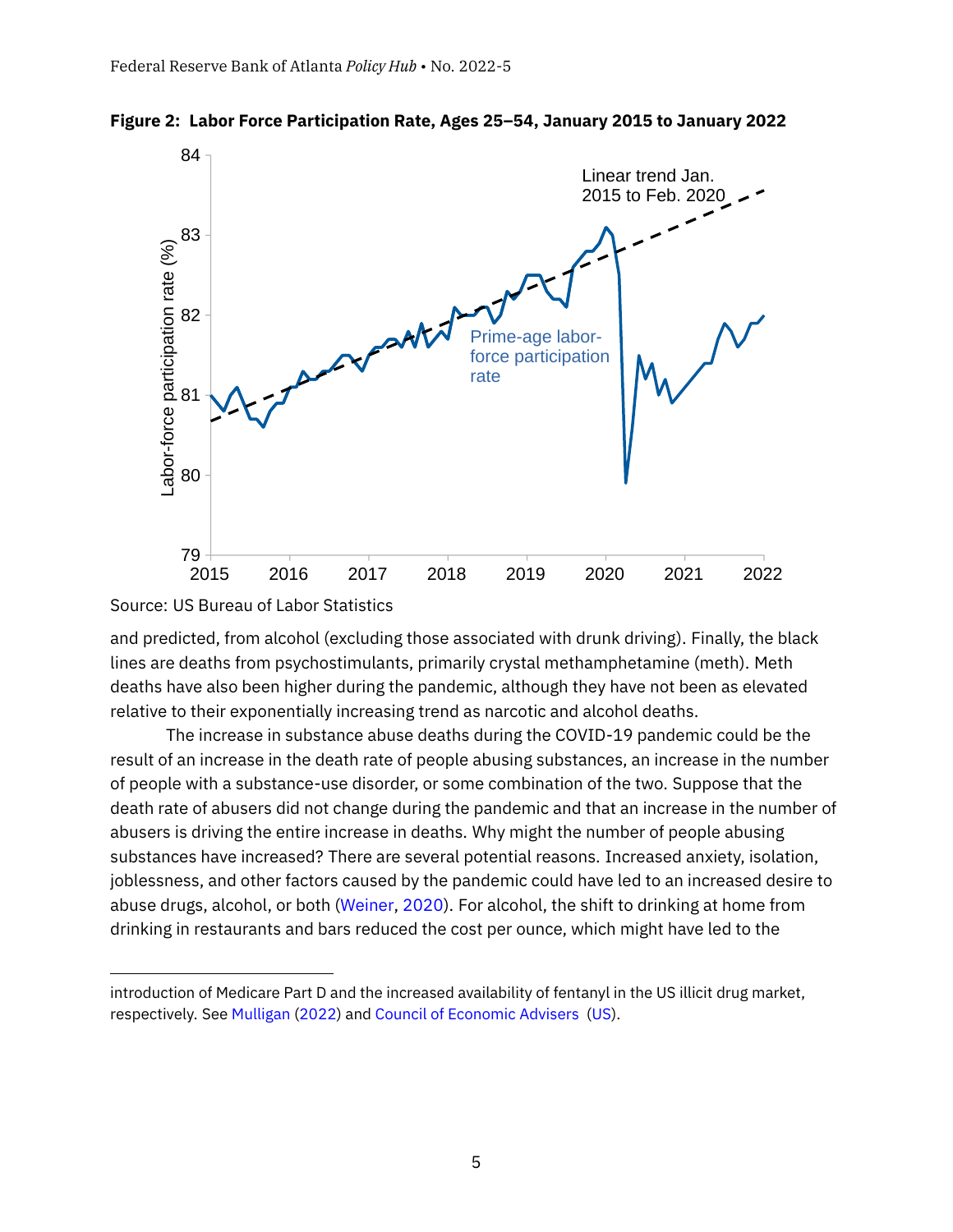**Figure 2: Labor Force Participation Rate, Ages 25–54, January 2015 to January 2022**

Source: US Bureau of Labor Statistics

and predicted, from alcohol (excluding those associated with drunk driving). Finally, the black lines are deaths from psychostimulants, primarily crystal methamphetamine (meth). Meth deaths have also been higher during the pandemic, although they have not been as elevated relative to their exponentially increasing trend as narcotic and alcohol deaths.

The increase in substance abuse deaths during the COVID-19 pandemic could be the result of an increase in the death rate of people abusing substances, an increase in the number of people with a substance-use disorder, or some combination of the two. Suppose that the death rate of abusers did not change during the pandemic and that an increase in the number of abusers is driving the entire increase in deaths. Why might the number of people abusing substances have increased? There are several potential reasons. Increased anxiety, isolation, joblessness, and other factors caused by the pandemic could have led to an increased desire to abuse drugs, alcohol, or both (Weiner, 2020). For alcohol, the shift to drinking at home from drinking in restaurants and bars reduced the cost per ounce, which might have led to the

---

introduction of Medicare Part D and the increased availability of fentanyl in the US illicit drug market, respectively. See Mulligan (2022) and Council of Economic Advisers (US).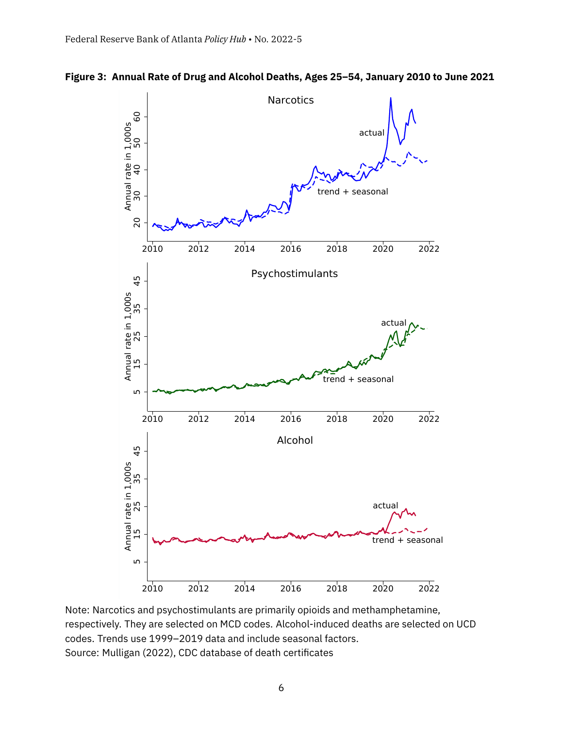**Figure 3: Annual Rate of Drug and Alcohol Deaths, Ages 25–54, January 2010 to June 2021**

Note: Narcotics and psychostimulants are primarily opioids and methamphetamine, respectively. They are selected on MCD codes. Alcohol-induced deaths are selected on UCD codes. Trends use 1999–2019 data and include seasonal factors.
Source: Mulligan (2022), CDC database of death certificates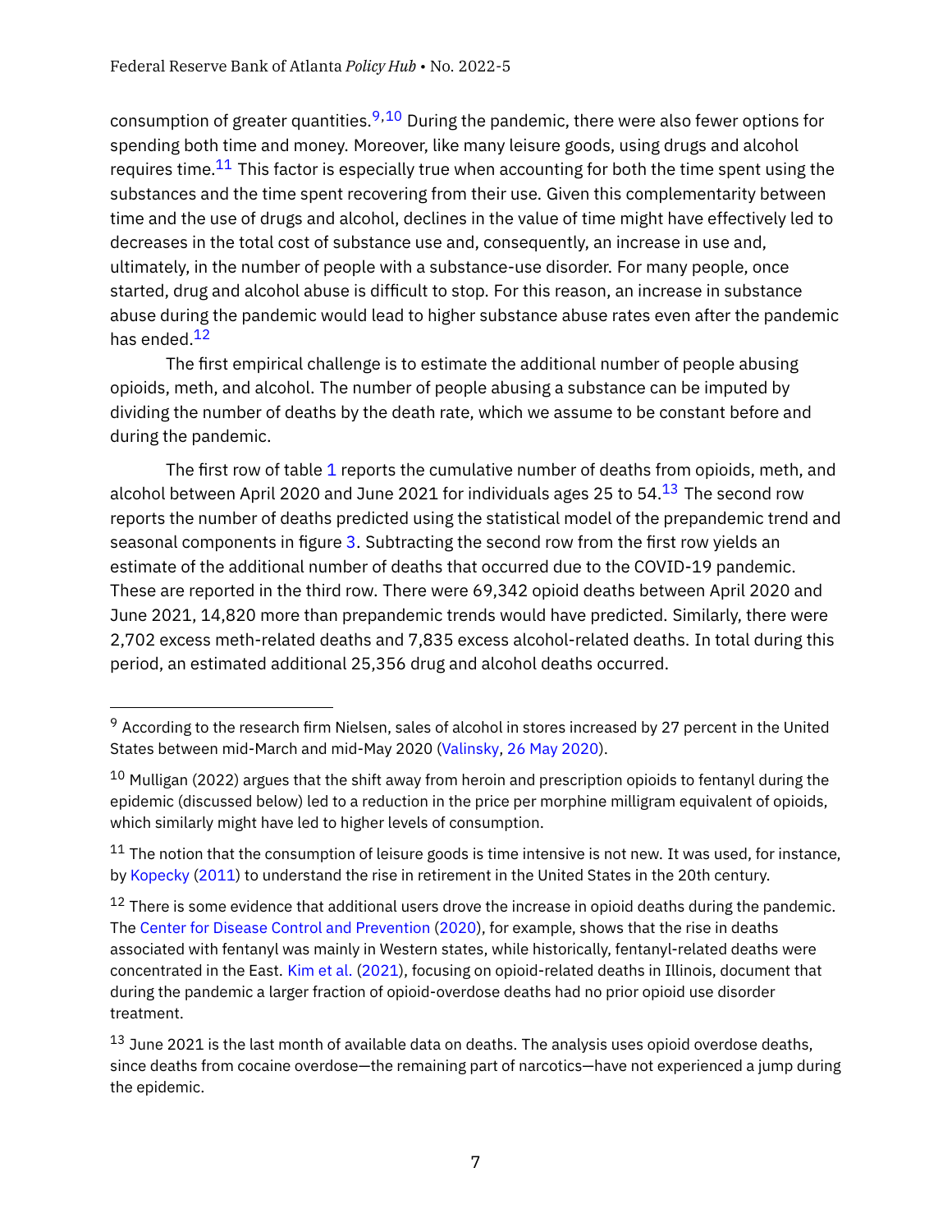consumption of greater quantities.[9,10] During the pandemic, there were also fewer options for spending both time and money. Moreover, like many leisure goods, using drugs and alcohol requires time.[11] This factor is especially true when accounting for both the time spent using the substances and the time spent recovering from their use. Given this complementarity between time and the use of drugs and alcohol, declines in the value of time might have effectively led to decreases in the total cost of substance use and, consequently, an increase in use and, ultimately, in the number of people with a substance-use disorder. For many people, once started, drug and alcohol abuse is difficult to stop. For this reason, an increase in substance abuse during the pandemic would lead to higher substance abuse rates even after the pandemic has ended.[12]

The first empirical challenge is to estimate the additional number of people abusing opioids, meth, and alcohol. The number of people abusing a substance can be imputed by dividing the number of deaths by the death rate, which we assume to be constant before and during the pandemic.

The first row of table 1 reports the cumulative number of deaths from opioids, meth, and alcohol between April 2020 and June 2021 for individuals ages 25 to 54.[13] The second row reports the number of deaths predicted using the statistical model of the prepandemic trend and seasonal components in figure 3. Subtracting the second row from the first row yields an estimate of the additional number of deaths that occurred due to the COVID-19 pandemic. These are reported in the third row. There were 69,342 opioid deaths between April 2020 and June 2021, 14,820 more than prepandemic trends would have predicted. Similarly, there were 2,702 excess meth-related deaths and 7,835 excess alcohol-related deaths. In total during this period, an estimated additional 25,356 drug and alcohol deaths occurred.

---

[9] According to the research firm Nielsen, sales of alcohol in stores increased by 27 percent in the United States between mid-March and mid-May 2020 (Valinsky, 26 May 2020).

[10] Mulligan (2022) argues that the shift away from heroin and prescription opioids to fentanyl during the epidemic (discussed below) led to a reduction in the price per morphine milligram equivalent of opioids, which similarly might have led to higher levels of consumption.

[11] The notion that the consumption of leisure goods is time intensive is not new. It was used, for instance, by Kopecky (2011) to understand the rise in retirement in the United States in the 20th century.

[12] There is some evidence that additional users drove the increase in opioid deaths during the pandemic. The Center for Disease Control and Prevention (2020), for example, shows that the rise in deaths associated with fentanyl was mainly in Western states, while historically, fentanyl-related deaths were concentrated in the East. Kim et al. (2021), focusing on opioid-related deaths in Illinois, document that during the pandemic a larger fraction of opioid-overdose deaths had no prior opioid use disorder treatment.

[13] June 2021 is the last month of available data on deaths. The analysis uses opioid overdose deaths, since deaths from cocaine overdose—the remaining part of narcotics—have not experienced a jump during the epidemic.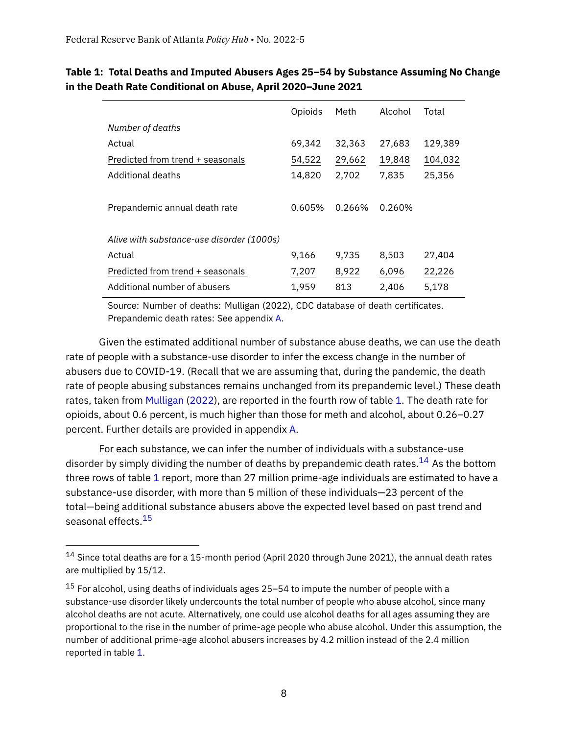**Table 1: Total Deaths and Imputed Abusers Ages 25–54 by Substance Assuming No Change in the Death Rate Conditional on Abuse, April 2020–June 2021**

| | Opioids | Meth | Alcohol | Total |
|---|---|---|---|---|
| *Number of deaths* | | | | |
| Actual | 69,342 | 32,363 | 27,683 | 129,389 |
| Predicted from trend + seasonals | 54,522 | 29,662 | 19,848 | 104,032 |
| Additional deaths | 14,820 | 2,702 | 7,835 | 25,356 |
| | | | | |
| Prepandemic annual death rate | 0.605% | 0.266% | 0.260% | |
| | | | | |
| *Alive with substance-use disorder (1000s)* | | | | |
| Actual | 9,166 | 9,735 | 8,503 | 27,404 |
| Predicted from trend + seasonals | 7,207 | 8,922 | 6,096 | 22,226 |
| Additional number of abusers | 1,959 | 813 | 2,406 | 5,178 |

Source: Number of deaths: Mulligan (2022), CDC database of death certificates. Prepandemic death rates: See appendix A.

Given the estimated additional number of substance abuse deaths, we can use the death rate of people with a substance-use disorder to infer the excess change in the number of abusers due to COVID-19. (Recall that we are assuming that, during the pandemic, the death rate of people abusing substances remains unchanged from its prepandemic level.) These death rates, taken from Mulligan (2022), are reported in the fourth row of table 1. The death rate for opioids, about 0.6 percent, is much higher than those for meth and alcohol, about 0.26–0.27 percent. Further details are provided in appendix A.

For each substance, we can infer the number of individuals with a substance-use disorder by simply dividing the number of deaths by prepandemic death rates.[14] As the bottom three rows of table 1 report, more than 27 million prime-age individuals are estimated to have a substance-use disorder, with more than 5 million of these individuals—23 percent of the total—being additional substance abusers above the expected level based on past trend and seasonal effects.[15]

---

[14] Since total deaths are for a 15-month period (April 2020 through June 2021), the annual death rates are multiplied by 15/12.

[15] For alcohol, using deaths of individuals ages 25–54 to impute the number of people with a substance-use disorder likely undercounts the total number of people who abuse alcohol, since many alcohol deaths are not acute. Alternatively, one could use alcohol deaths for all ages assuming they are proportional to the rise in the number of prime-age people who abuse alcohol. Under this assumption, the number of additional prime-age alcohol abusers increases by 4.2 million instead of the 2.4 million reported in table 1.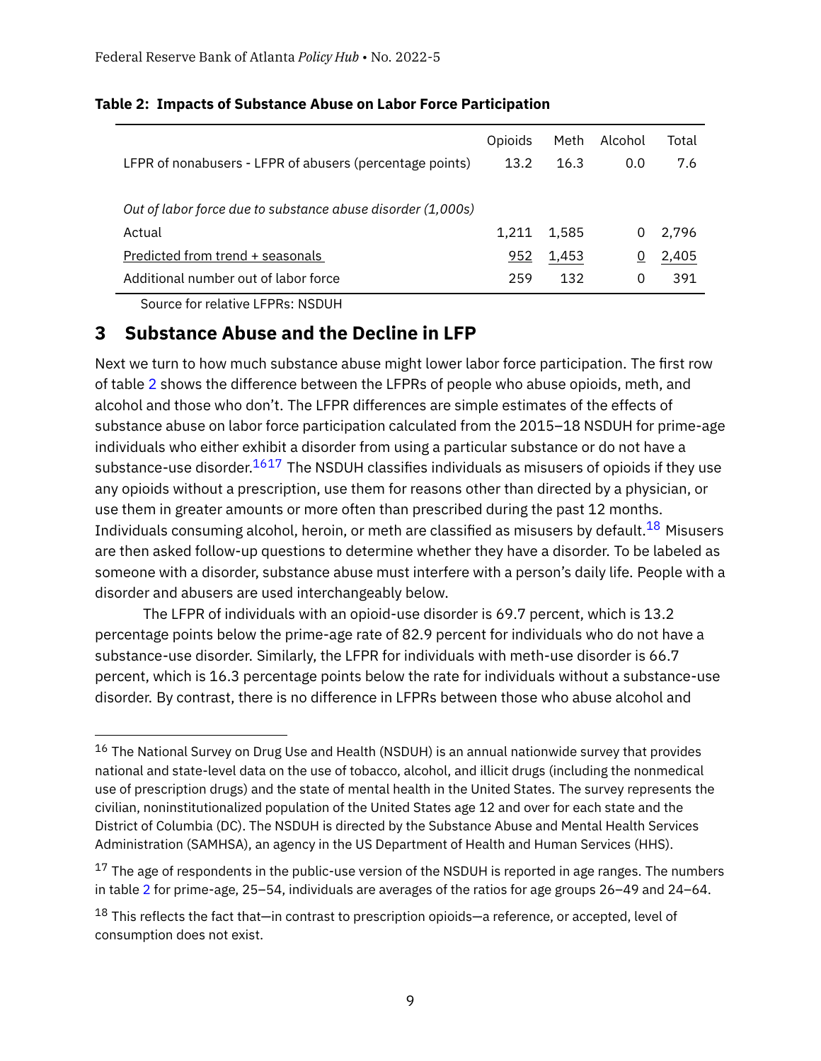**Table 2: Impacts of Substance Abuse on Labor Force Participation**

| | Opioids | Meth | Alcohol | Total |
|---|---|---|---|---|
| LFPR of nonabusers - LFPR of abusers (percentage points) | 13.2 | 16.3 | 0.0 | 7.6 |
| *Out of labor force due to substance abuse disorder (1,000s)* | | | | |
| Actual | 1,211 | 1,585 | 0 | 2,796 |
| Predicted from trend + seasonals | 952 | 1,453 | 0 | 2,405 |
| Additional number out of labor force | 259 | 132 | 0 | 391 |

Source for relative LFPRs: NSDUH

## 3 Substance Abuse and the Decline in LFP

Next we turn to how much substance abuse might lower labor force participation. The first row of table 2 shows the difference between the LFPRs of people who abuse opioids, meth, and alcohol and those who don't. The LFPR differences are simple estimates of the effects of substance abuse on labor force participation calculated from the 2015–18 NSDUH for prime-age individuals who either exhibit a disorder from using a particular substance or do not have a substance-use disorder.[16][17] The NSDUH classifies individuals as misusers of opioids if they use any opioids without a prescription, use them for reasons other than directed by a physician, or use them in greater amounts or more often than prescribed during the past 12 months. Individuals consuming alcohol, heroin, or meth are classified as misusers by default.[18] Misusers are then asked follow-up questions to determine whether they have a disorder. To be labeled as someone with a disorder, substance abuse must interfere with a person's daily life. People with a disorder and abusers are used interchangeably below.

The LFPR of individuals with an opioid-use disorder is 69.7 percent, which is 13.2 percentage points below the prime-age rate of 82.9 percent for individuals who do not have a substance-use disorder. Similarly, the LFPR for individuals with meth-use disorder is 66.7 percent, which is 16.3 percentage points below the rate for individuals without a substance-use disorder. By contrast, there is no difference in LFPRs between those who abuse alcohol and

---

[16] The National Survey on Drug Use and Health (NSDUH) is an annual nationwide survey that provides national and state-level data on the use of tobacco, alcohol, and illicit drugs (including the nonmedical use of prescription drugs) and the state of mental health in the United States. The survey represents the civilian, noninstitutionalized population of the United States age 12 and over for each state and the District of Columbia (DC). The NSDUH is directed by the Substance Abuse and Mental Health Services Administration (SAMHSA), an agency in the US Department of Health and Human Services (HHS).

[17] The age of respondents in the public-use version of the NSDUH is reported in age ranges. The numbers in table 2 for prime-age, 25–54, individuals are averages of the ratios for age groups 26–49 and 24–64.

[18] This reflects the fact that—in contrast to prescription opioids—a reference, or accepted, level of consumption does not exist.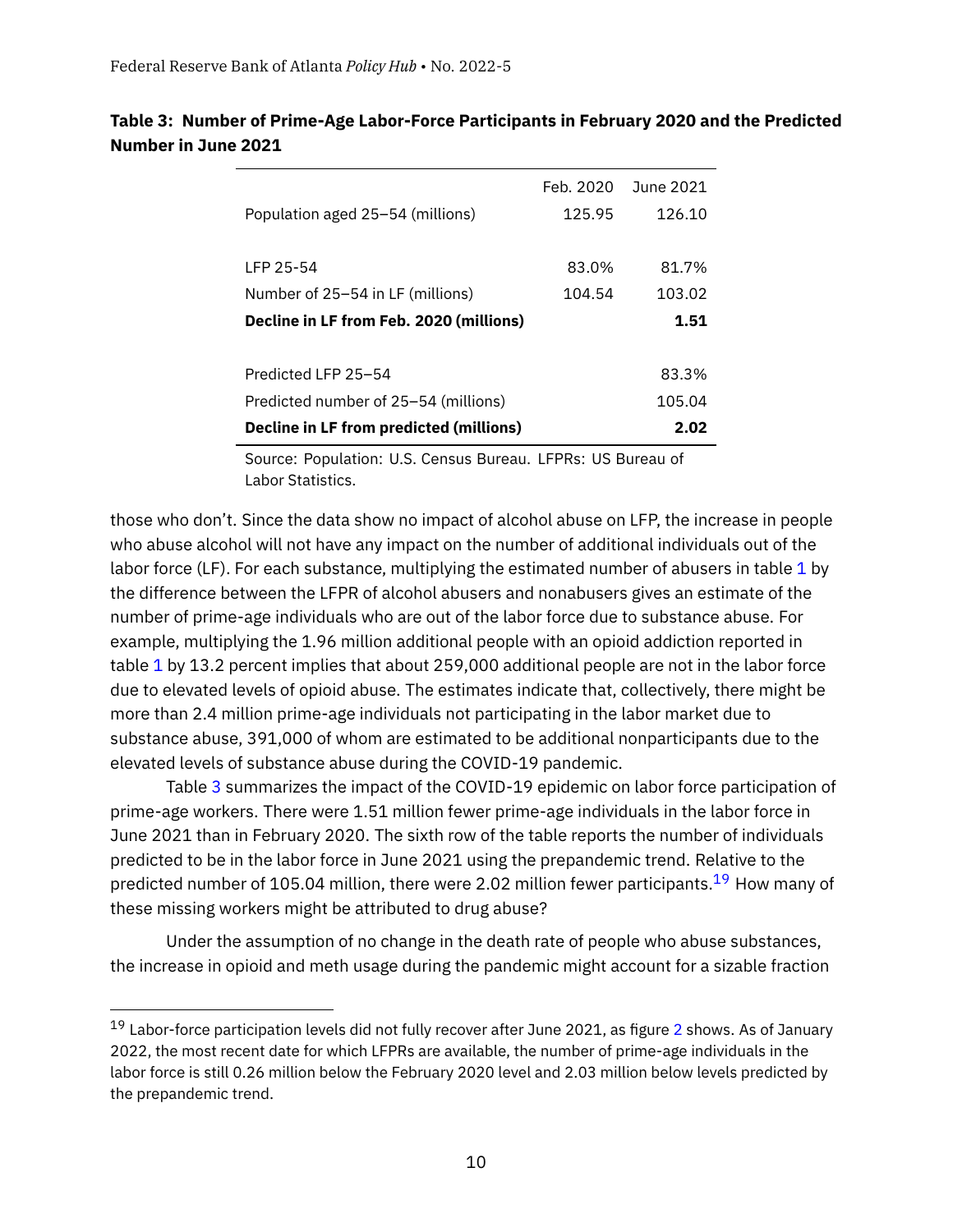**Table 3: Number of Prime-Age Labor-Force Participants in February 2020 and the Predicted Number in June 2021**

| | Feb. 2020 | June 2021 |
|---|---|---|
| Population aged 25–54 (millions) | 125.95 | 126.10 |
| | | |
| LFP 25-54 | 83.0% | 81.7% |
| Number of 25–54 in LF (millions) | 104.54 | 103.02 |
| **Decline in LF from Feb. 2020 (millions)** | | **1.51** |
| | | |
| Predicted LFP 25–54 | | 83.3% |
| Predicted number of 25–54 (millions) | | 105.04 |
| **Decline in LF from predicted (millions)** | | **2.02** |

Source: Population: U.S. Census Bureau. LFPRs: US Bureau of Labor Statistics.

those who don't. Since the data show no impact of alcohol abuse on LFP, the increase in people who abuse alcohol will not have any impact on the number of additional individuals out of the labor force (LF). For each substance, multiplying the estimated number of abusers in table 1 by the difference between the LFPR of alcohol abusers and nonabusers gives an estimate of the number of prime-age individuals who are out of the labor force due to substance abuse. For example, multiplying the 1.96 million additional people with an opioid addiction reported in table 1 by 13.2 percent implies that about 259,000 additional people are not in the labor force due to elevated levels of opioid abuse. The estimates indicate that, collectively, there might be more than 2.4 million prime-age individuals not participating in the labor market due to substance abuse, 391,000 of whom are estimated to be additional nonparticipants due to the elevated levels of substance abuse during the COVID-19 pandemic.

Table 3 summarizes the impact of the COVID-19 epidemic on labor force participation of prime-age workers. There were 1.51 million fewer prime-age individuals in the labor force in June 2021 than in February 2020. The sixth row of the table reports the number of individuals predicted to be in the labor force in June 2021 using the prepandemic trend. Relative to the predicted number of 105.04 million, there were 2.02 million fewer participants.[19] How many of these missing workers might be attributed to drug abuse?

Under the assumption of no change in the death rate of people who abuse substances, the increase in opioid and meth usage during the pandemic might account for a sizable fraction

[19] Labor-force participation levels did not fully recover after June 2021, as figure 2 shows. As of January 2022, the most recent date for which LFPRs are available, the number of prime-age individuals in the labor force is still 0.26 million below the February 2020 level and 2.03 million below levels predicted by the prepandemic trend.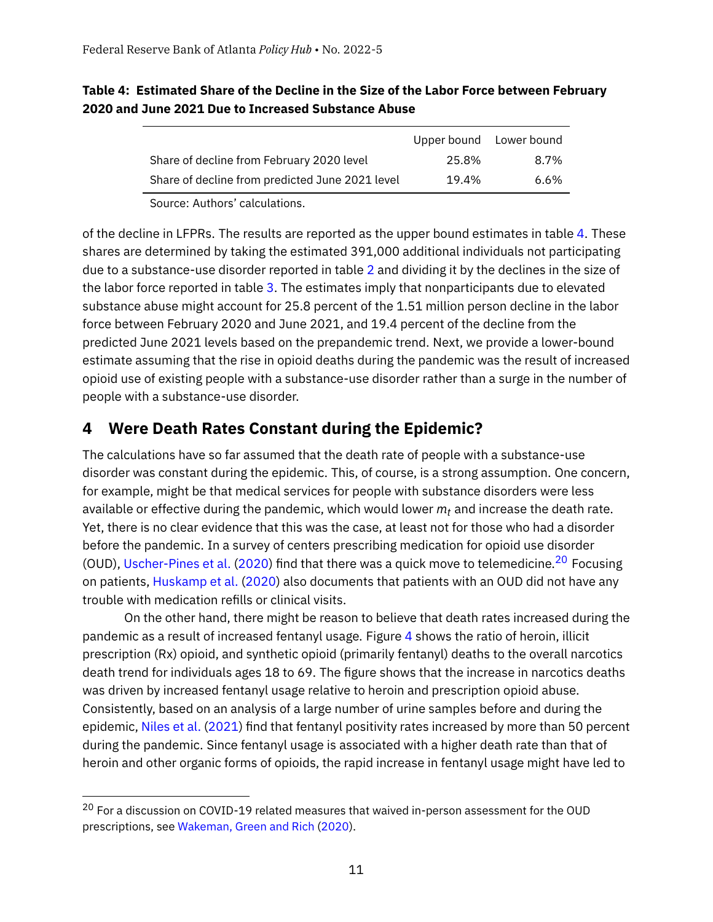**Table 4: Estimated Share of the Decline in the Size of the Labor Force between February 2020 and June 2021 Due to Increased Substance Abuse**

| | Upper bound | Lower bound |
|---|---|---|
| Share of decline from February 2020 level | 25.8% | 8.7% |
| Share of decline from predicted June 2021 level | 19.4% | 6.6% |

Source: Authors' calculations.

of the decline in LFPRs. The results are reported as the upper bound estimates in table 4. These shares are determined by taking the estimated 391,000 additional individuals not participating due to a substance-use disorder reported in table 2 and dividing it by the declines in the size of the labor force reported in table 3. The estimates imply that nonparticipants due to elevated substance abuse might account for 25.8 percent of the 1.51 million person decline in the labor force between February 2020 and June 2021, and 19.4 percent of the decline from the predicted June 2021 levels based on the prepandemic trend. Next, we provide a lower-bound estimate assuming that the rise in opioid deaths during the pandemic was the result of increased opioid use of existing people with a substance-use disorder rather than a surge in the number of people with a substance-use disorder.

## 4 Were Death Rates Constant during the Epidemic?

The calculations have so far assumed that the death rate of people with a substance-use disorder was constant during the epidemic. This, of course, is a strong assumption. One concern, for example, might be that medical services for people with substance disorders were less available or effective during the pandemic, which would lower $m_t$ and increase the death rate. Yet, there is no clear evidence that this was the case, at least not for those who had a disorder before the pandemic. In a survey of centers prescribing medication for opioid use disorder (OUD), Uscher-Pines et al. (2020) find that there was a quick move to telemedicine.[20] Focusing on patients, Huskamp et al. (2020) also documents that patients with an OUD did not have any trouble with medication refills or clinical visits.

On the other hand, there might be reason to believe that death rates increased during the pandemic as a result of increased fentanyl usage. Figure 4 shows the ratio of heroin, illicit prescription (Rx) opioid, and synthetic opioid (primarily fentanyl) deaths to the overall narcotics death trend for individuals ages 18 to 69. The figure shows that the increase in narcotics deaths was driven by increased fentanyl usage relative to heroin and prescription opioid abuse. Consistently, based on an analysis of a large number of urine samples before and during the epidemic, Niles et al. (2021) find that fentanyl positivity rates increased by more than 50 percent during the pandemic. Since fentanyl usage is associated with a higher death rate than that of heroin and other organic forms of opioids, the rapid increase in fentanyl usage might have led to

[20] For a discussion on COVID-19 related measures that waived in-person assessment for the OUD prescriptions, see Wakeman, Green and Rich (2020).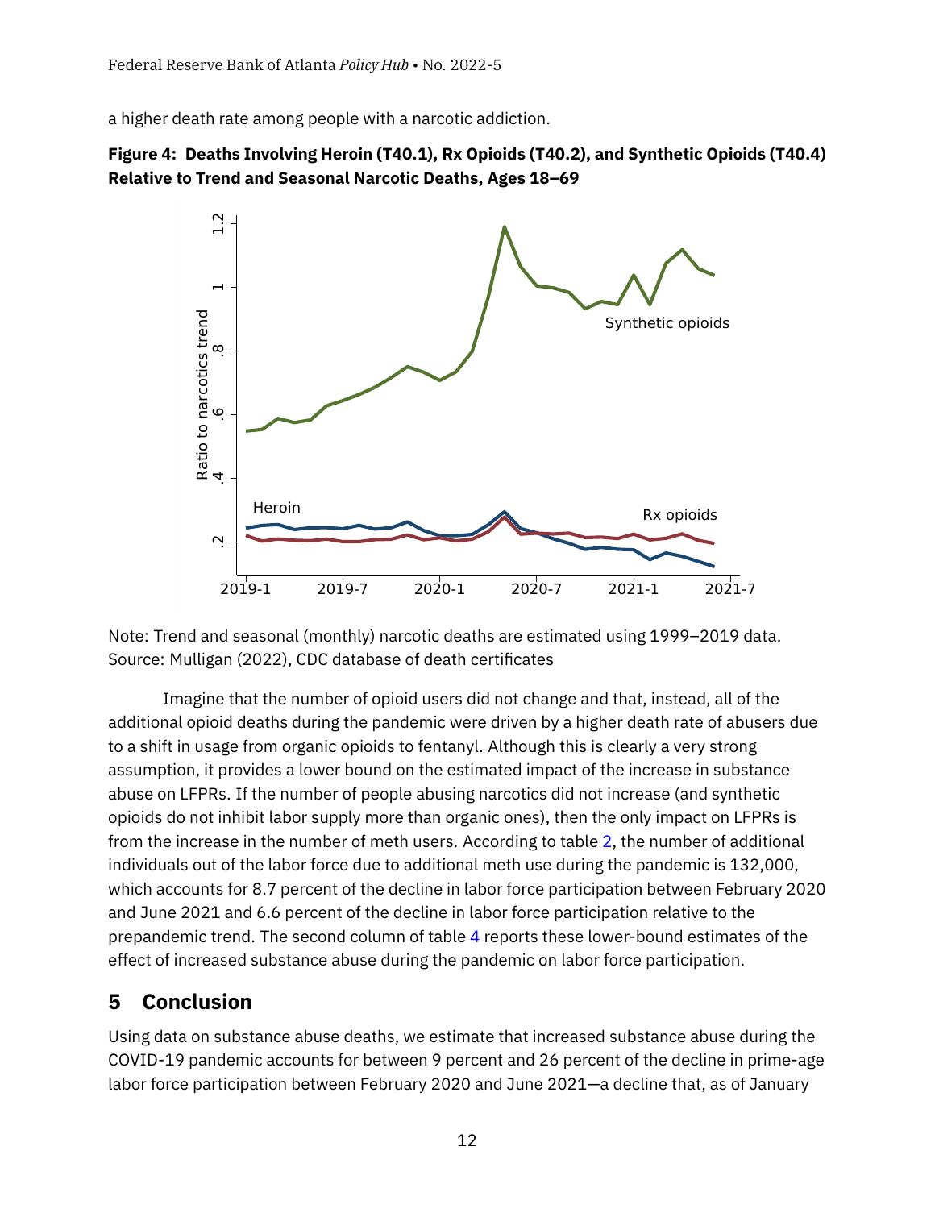a higher death rate among people with a narcotic addiction.

**Figure 4: Deaths Involving Heroin (T40.1), Rx Opioids (T40.2), and Synthetic Opioids (T40.4) Relative to Trend and Seasonal Narcotic Deaths, Ages 18–69**

Note: Trend and seasonal (monthly) narcotic deaths are estimated using 1999–2019 data.
Source: Mulligan (2022), CDC database of death certificates

Imagine that the number of opioid users did not change and that, instead, all of the additional opioid deaths during the pandemic were driven by a higher death rate of abusers due to a shift in usage from organic opioids to fentanyl. Although this is clearly a very strong assumption, it provides a lower bound on the estimated impact of the increase in substance abuse on LFPRs. If the number of people abusing narcotics did not increase (and synthetic opioids do not inhibit labor supply more than organic ones), then the only impact on LFPRs is from the increase in the number of meth users. According to table 2, the number of additional individuals out of the labor force due to additional meth use during the pandemic is 132,000, which accounts for 8.7 percent of the decline in labor force participation between February 2020 and June 2021 and 6.6 percent of the decline in labor force participation relative to the prepandemic trend. The second column of table 4 reports these lower-bound estimates of the effect of increased substance abuse during the pandemic on labor force participation.

## 5 Conclusion

Using data on substance abuse deaths, we estimate that increased substance abuse during the COVID-19 pandemic accounts for between 9 percent and 26 percent of the decline in prime-age labor force participation between February 2020 and June 2021—a decline that, as of January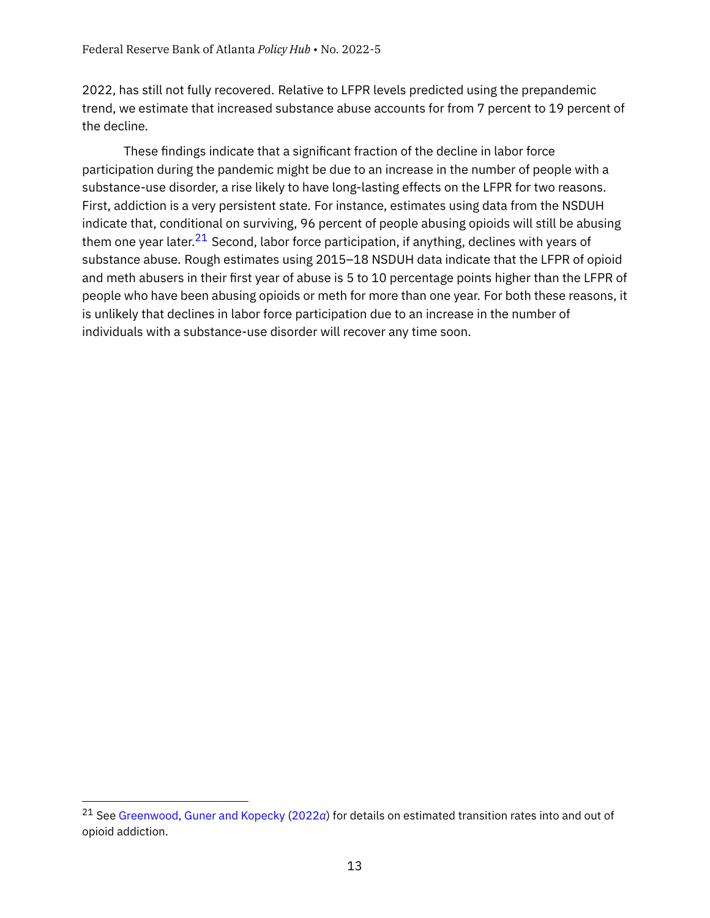2022, has still not fully recovered. Relative to LFPR levels predicted using the prepandemic trend, we estimate that increased substance abuse accounts for from 7 percent to 19 percent of the decline.

These findings indicate that a significant fraction of the decline in labor force participation during the pandemic might be due to an increase in the number of people with a substance-use disorder, a rise likely to have long-lasting effects on the LFPR for two reasons. First, addiction is a very persistent state. For instance, estimates using data from the NSDUH indicate that, conditional on surviving, 96 percent of people abusing opioids will still be abusing them one year later.[21] Second, labor force participation, if anything, declines with years of substance abuse. Rough estimates using 2015–18 NSDUH data indicate that the LFPR of opioid and meth abusers in their first year of abuse is 5 to 10 percentage points higher than the LFPR of people who have been abusing opioids or meth for more than one year. For both these reasons, it is unlikely that declines in labor force participation due to an increase in the number of individuals with a substance-use disorder will recover any time soon.

---

[21] See Greenwood, Guner and Kopecky (2022*a*) for details on estimated transition rates into and out of opioid addiction.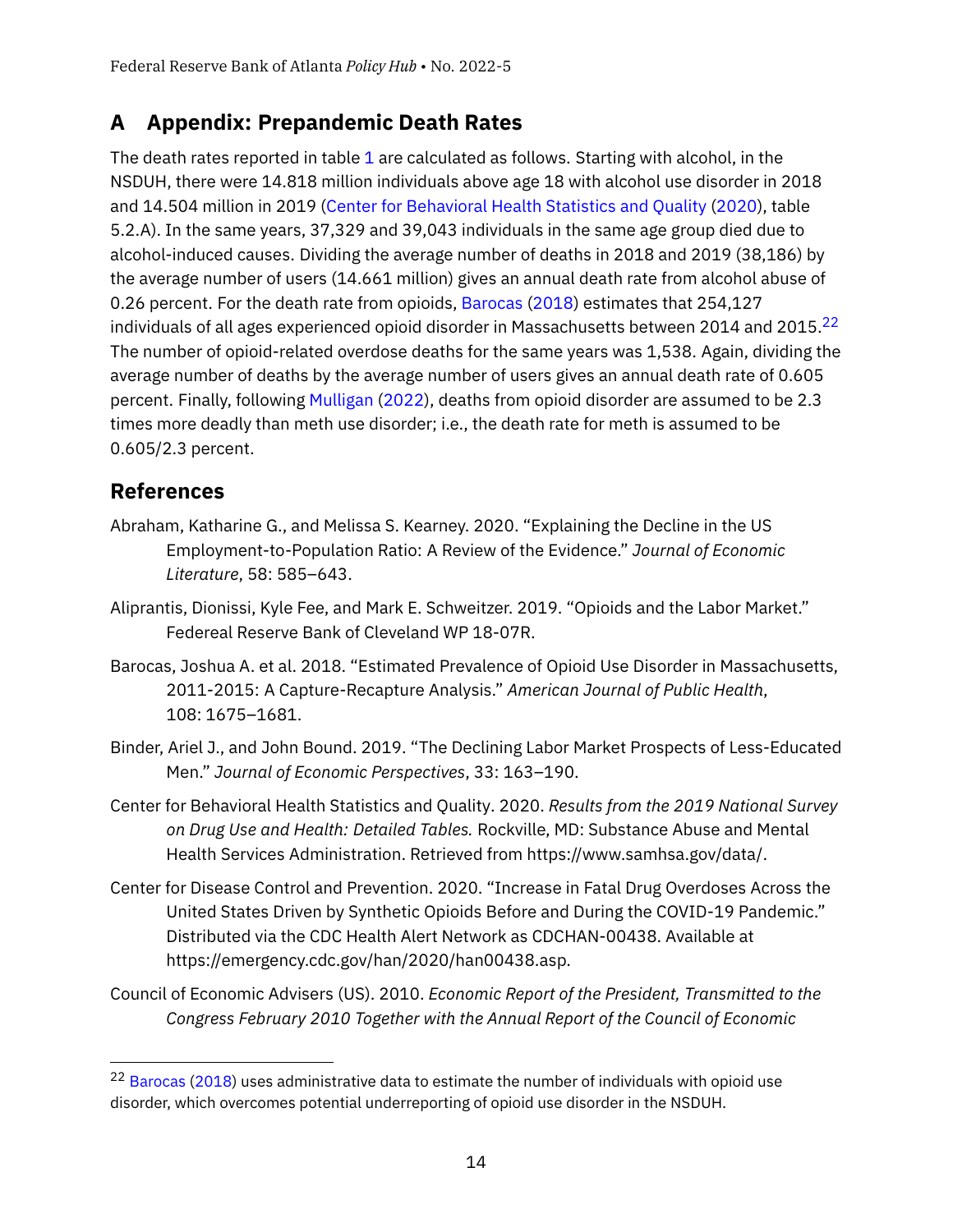# A Appendix: Prepandemic Death Rates

The death rates reported in table 1 are calculated as follows. Starting with alcohol, in the NSDUH, there were 14.818 million individuals above age 18 with alcohol use disorder in 2018 and 14.504 million in 2019 (Center for Behavioral Health Statistics and Quality (2020), table 5.2.A). In the same years, 37,329 and 39,043 individuals in the same age group died due to alcohol-induced causes. Dividing the average number of deaths in 2018 and 2019 (38,186) by the average number of users (14.661 million) gives an annual death rate from alcohol abuse of 0.26 percent. For the death rate from opioids, Barocas (2018) estimates that 254,127 individuals of all ages experienced opioid disorder in Massachusetts between 2014 and 2015.[22] The number of opioid-related overdose deaths for the same years was 1,538. Again, dividing the average number of deaths by the average number of users gives an annual death rate of 0.605 percent. Finally, following Mulligan (2022), deaths from opioid disorder are assumed to be 2.3 times more deadly than meth use disorder; i.e., the death rate for meth is assumed to be 0.605/2.3 percent.

## References

Abraham, Katharine G., and Melissa S. Kearney. 2020. "Explaining the Decline in the US Employment-to-Population Ratio: A Review of the Evidence." *Journal of Economic Literature*, 58: 585–643.

Aliprantis, Dionissi, Kyle Fee, and Mark E. Schweitzer. 2019. "Opioids and the Labor Market." Federeal Reserve Bank of Cleveland WP 18-07R.

Barocas, Joshua A. et al. 2018. "Estimated Prevalence of Opioid Use Disorder in Massachusetts, 2011-2015: A Capture-Recapture Analysis." *American Journal of Public Health*, 108: 1675–1681.

Binder, Ariel J., and John Bound. 2019. "The Declining Labor Market Prospects of Less-Educated Men." *Journal of Economic Perspectives*, 33: 163–190.

Center for Behavioral Health Statistics and Quality. 2020. *Results from the 2019 National Survey on Drug Use and Health: Detailed Tables.* Rockville, MD: Substance Abuse and Mental Health Services Administration. Retrieved from https://www.samhsa.gov/data/.

Center for Disease Control and Prevention. 2020. "Increase in Fatal Drug Overdoses Across the United States Driven by Synthetic Opioids Before and During the COVID-19 Pandemic." Distributed via the CDC Health Alert Network as CDCHAN-00438. Available at https://emergency.cdc.gov/han/2020/han00438.asp.

Council of Economic Advisers (US). 2010. *Economic Report of the President, Transmitted to the Congress February 2010 Together with the Annual Report of the Council of Economic*

[22] Barocas (2018) uses administrative data to estimate the number of individuals with opioid use disorder, which overcomes potential underreporting of opioid use disorder in the NSDUH.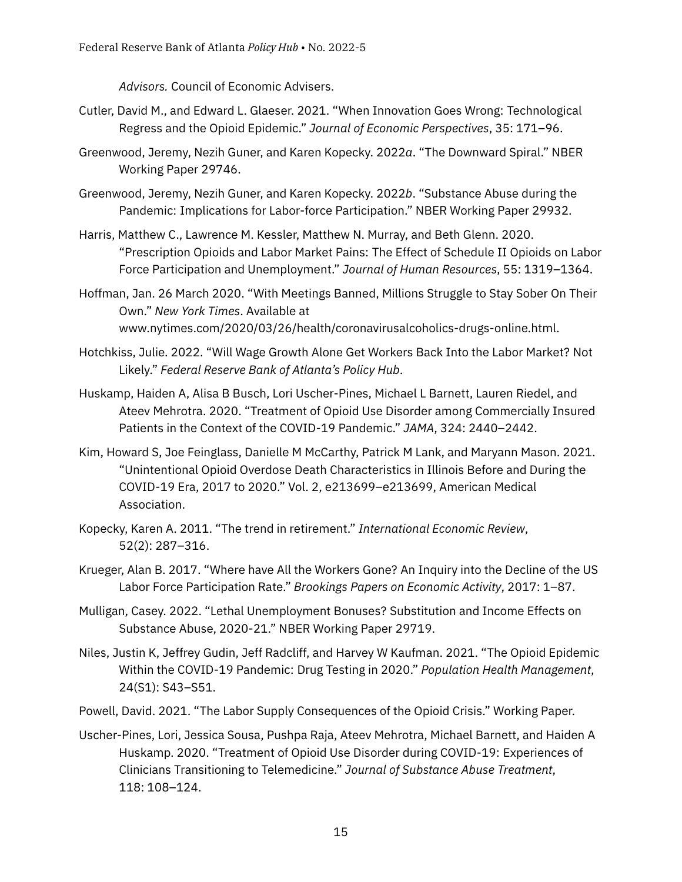*Advisors.* Council of Economic Advisers.

Cutler, David M., and Edward L. Glaeser. 2021. "When Innovation Goes Wrong: Technological Regress and the Opioid Epidemic." *Journal of Economic Perspectives*, 35: 171–96.

Greenwood, Jeremy, Nezih Guner, and Karen Kopecky. 2022*a*. "The Downward Spiral." NBER Working Paper 29746.

Greenwood, Jeremy, Nezih Guner, and Karen Kopecky. 2022*b*. "Substance Abuse during the Pandemic: Implications for Labor-force Participation." NBER Working Paper 29932.

Harris, Matthew C., Lawrence M. Kessler, Matthew N. Murray, and Beth Glenn. 2020. "Prescription Opioids and Labor Market Pains: The Effect of Schedule II Opioids on Labor Force Participation and Unemployment." *Journal of Human Resources*, 55: 1319–1364.

Hoffman, Jan. 26 March 2020. "With Meetings Banned, Millions Struggle to Stay Sober On Their Own." *New York Times*. Available at www.nytimes.com/2020/03/26/health/coronavirusalcoholics-drugs-online.html.

Hotchkiss, Julie. 2022. "Will Wage Growth Alone Get Workers Back Into the Labor Market? Not Likely." *Federal Reserve Bank of Atlanta's Policy Hub*.

Huskamp, Haiden A, Alisa B Busch, Lori Uscher-Pines, Michael L Barnett, Lauren Riedel, and Ateev Mehrotra. 2020. "Treatment of Opioid Use Disorder among Commercially Insured Patients in the Context of the COVID-19 Pandemic." *JAMA*, 324: 2440–2442.

Kim, Howard S, Joe Feinglass, Danielle M McCarthy, Patrick M Lank, and Maryann Mason. 2021. "Unintentional Opioid Overdose Death Characteristics in Illinois Before and During the COVID-19 Era, 2017 to 2020." Vol. 2, e213699–e213699, American Medical Association.

Kopecky, Karen A. 2011. "The trend in retirement." *International Economic Review*, 52(2): 287–316.

Krueger, Alan B. 2017. "Where have All the Workers Gone? An Inquiry into the Decline of the US Labor Force Participation Rate." *Brookings Papers on Economic Activity*, 2017: 1–87.

Mulligan, Casey. 2022. "Lethal Unemployment Bonuses? Substitution and Income Effects on Substance Abuse, 2020-21." NBER Working Paper 29719.

Niles, Justin K, Jeffrey Gudin, Jeff Radcliff, and Harvey W Kaufman. 2021. "The Opioid Epidemic Within the COVID-19 Pandemic: Drug Testing in 2020." *Population Health Management*, 24(S1): S43–S51.

Powell, David. 2021. "The Labor Supply Consequences of the Opioid Crisis." Working Paper.

Uscher-Pines, Lori, Jessica Sousa, Pushpa Raja, Ateev Mehrotra, Michael Barnett, and Haiden A Huskamp. 2020. "Treatment of Opioid Use Disorder during COVID-19: Experiences of Clinicians Transitioning to Telemedicine." *Journal of Substance Abuse Treatment*, 118: 108–124.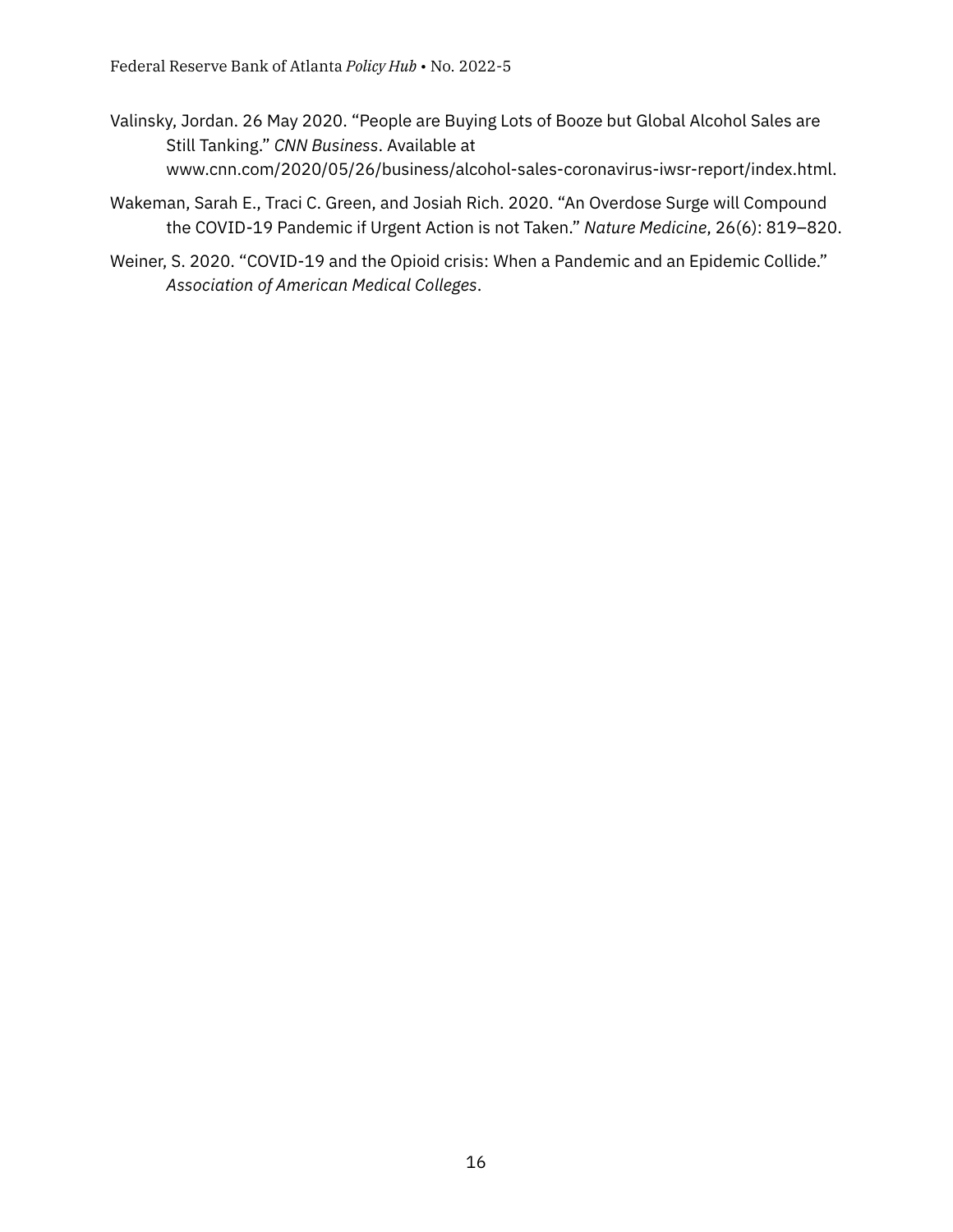Valinsky, Jordan. 26 May 2020. "People are Buying Lots of Booze but Global Alcohol Sales are Still Tanking." *CNN Business*. Available at www.cnn.com/2020/05/26/business/alcohol-sales-coronavirus-iwsr-report/index.html.

Wakeman, Sarah E., Traci C. Green, and Josiah Rich. 2020. "An Overdose Surge will Compound the COVID-19 Pandemic if Urgent Action is not Taken." *Nature Medicine*, 26(6): 819–820.

Weiner, S. 2020. "COVID-19 and the Opioid crisis: When a Pandemic and an Epidemic Collide." *Association of American Medical Colleges*.